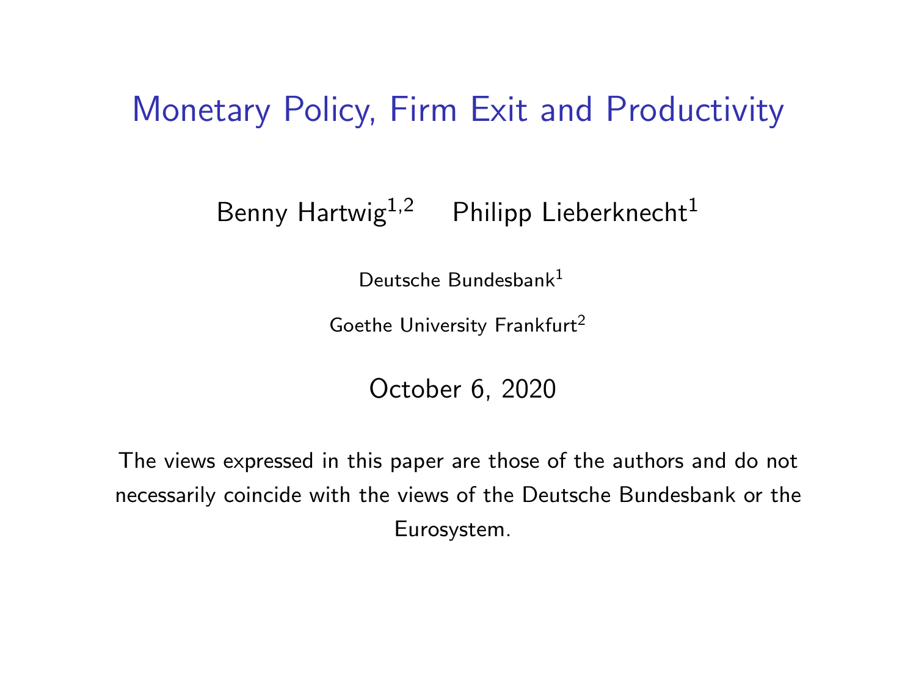# Monetary Policy, Firm Exit and Productivity

Benny Hartwig[1,2] Philipp Lieberknecht[1]

Deutsche Bundesbank[1]

Goethe University Frankfurt[2]

October 6, 2020

The views expressed in this paper are those of the authors and do not necessarily coincide with the views of the Deutsche Bundesbank or the Eurosystem.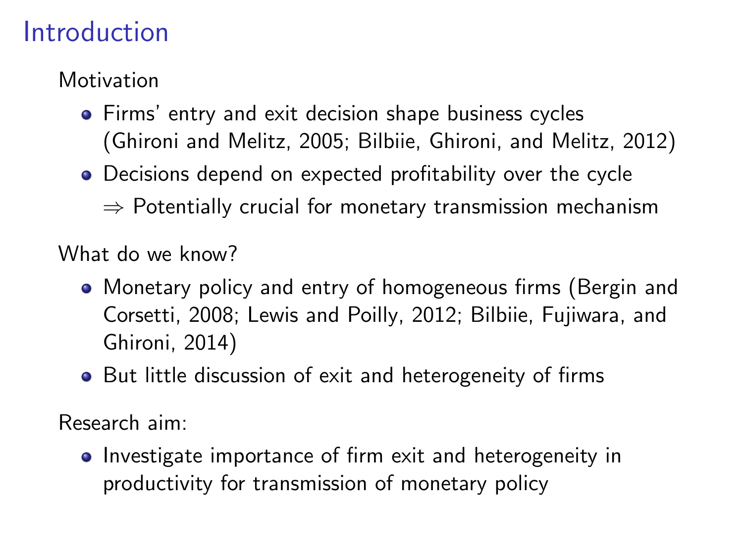# Introduction

Motivation

- Firms' entry and exit decision shape business cycles (Ghironi and Melitz, 2005; Bilbiie, Ghironi, and Melitz, 2012)
- Decisions depend on expected profitability over the cycle
  $\Rightarrow$ Potentially crucial for monetary transmission mechanism

What do we know?

- Monetary policy and entry of homogeneous firms (Bergin and Corsetti, 2008; Lewis and Poilly, 2012; Bilbiie, Fujiwara, and Ghironi, 2014)
- But little discussion of exit and heterogeneity of firms

Research aim:

- Investigate importance of firm exit and heterogeneity in productivity for transmission of monetary policy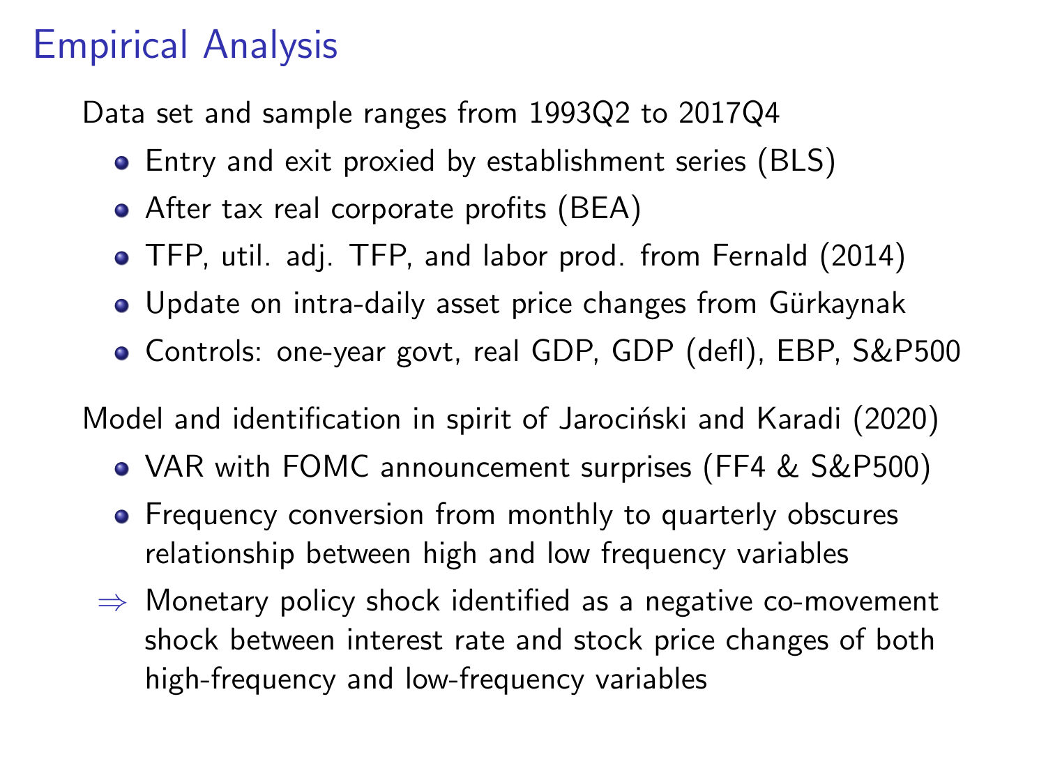# Empirical Analysis

Data set and sample ranges from 1993Q2 to 2017Q4

- Entry and exit proxied by establishment series (BLS)
- After tax real corporate profits (BEA)
- TFP, util. adj. TFP, and labor prod. from Fernald (2014)
- Update on intra-daily asset price changes from Gürkaynak
- Controls: one-year govt, real GDP, GDP (defl), EBP, S&P500

Model and identification in spirit of Jarociński and Karadi (2020)

- VAR with FOMC announcement surprises (FF4 & S&P500)
- Frequency conversion from monthly to quarterly obscures relationship between high and low frequency variables

$\Rightarrow$ Monetary policy shock identified as a negative co-movement shock between interest rate and stock price changes of both high-frequency and low-frequency variables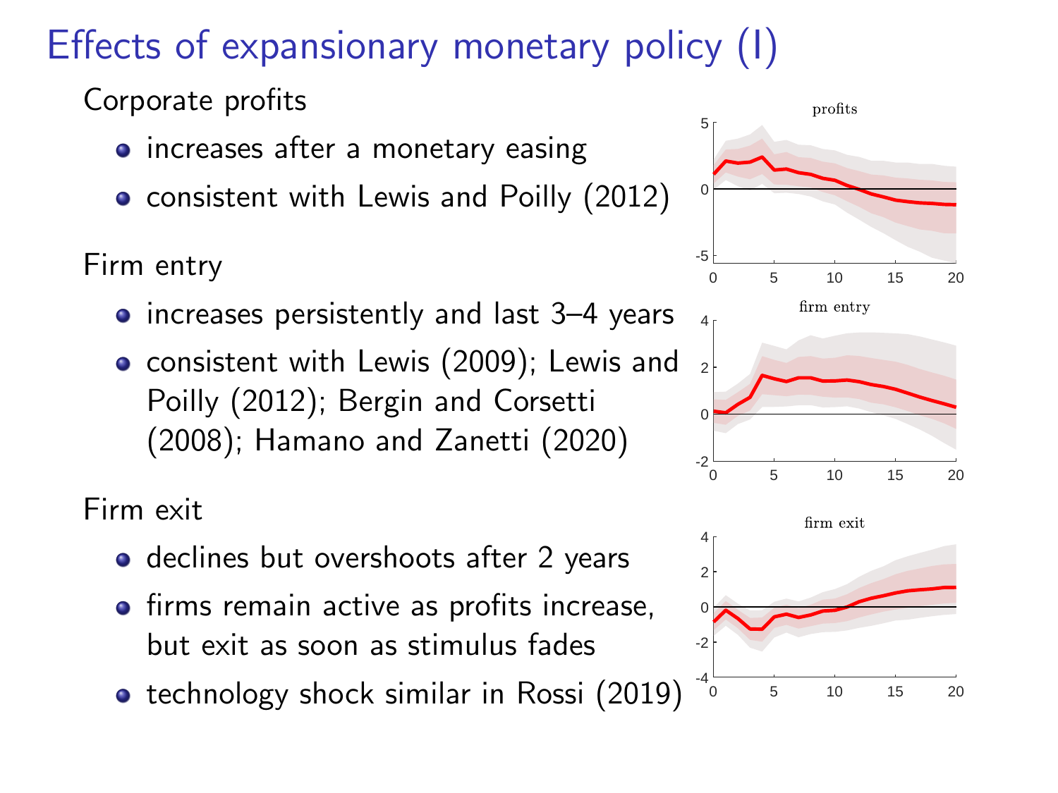# Effects of expansionary monetary policy (I)

Corporate profits

- increases after a monetary easing
- consistent with Lewis and Poilly (2012)

Firm entry

- increases persistently and last 3–4 years
- consistent with Lewis (2009); Lewis and Poilly (2012); Bergin and Corsetti (2008); Hamano and Zanetti (2020)

Firm exit

- declines but overshoots after 2 years
- firms remain active as profits increase, but exit as soon as stimulus fades
- technology shock similar in Rossi (2019)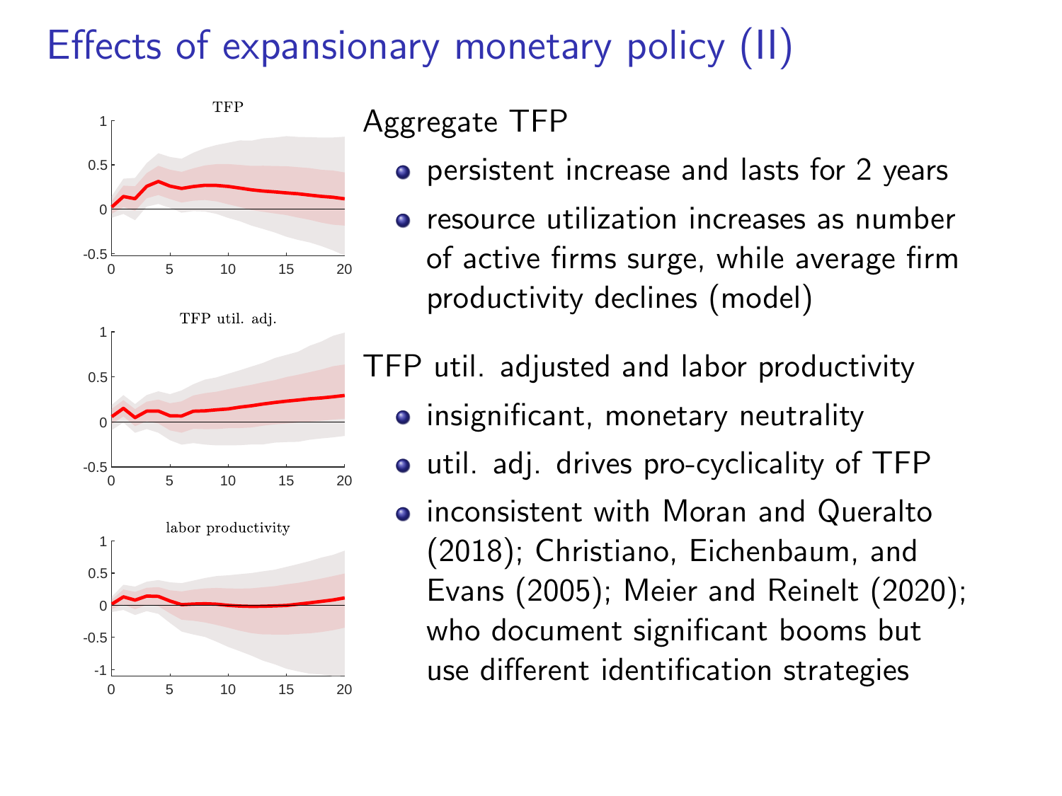# Effects of expansionary monetary policy (II)

Aggregate TFP

- persistent increase and lasts for 2 years
- resource utilization increases as number of active firms surge, while average firm productivity declines (model)

TFP util. adjusted and labor productivity

- insignificant, monetary neutrality
- util. adj. drives pro-cyclicality of TFP
- inconsistent with Moran and Queralto (2018); Christiano, Eichenbaum, and Evans (2005); Meier and Reinelt (2020); who document significant booms but use different identification strategies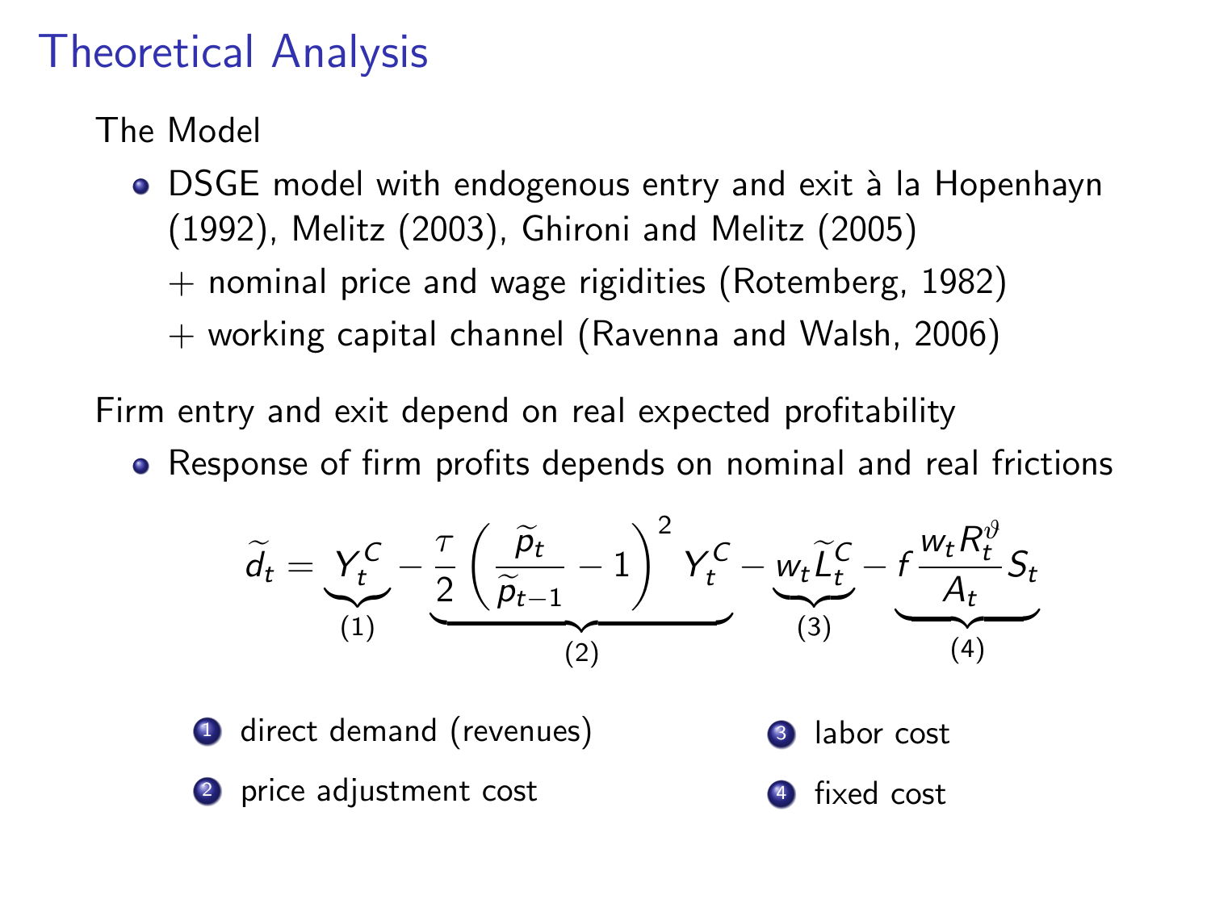# Theoretical Analysis

The Model

- DSGE model with endogenous entry and exit à la Hopenhayn (1992), Melitz (2003), Ghironi and Melitz (2005)
  - + nominal price and wage rigidities (Rotemberg, 1982)
  - + working capital channel (Ravenna and Walsh, 2006)

Firm entry and exit depend on real expected profitability

- Response of firm profits depends on nominal and real frictions

$$\widetilde{d}_t = \underbrace{Y_t^C}_{(1)} - \underbrace{\frac{\tau}{2}\left(\frac{\widetilde{p}_t}{\widetilde{p}_{t-1}} - 1\right)^2 Y_t^C}_{(2)} - \underbrace{w_t \widetilde{L}_t^C}_{(3)} - \underbrace{f\frac{w_t R_t^{\vartheta}}{A_t} S_t}_{(4)}$$

1. direct demand (revenues)
2. price adjustment cost
3. labor cost
4. fixed cost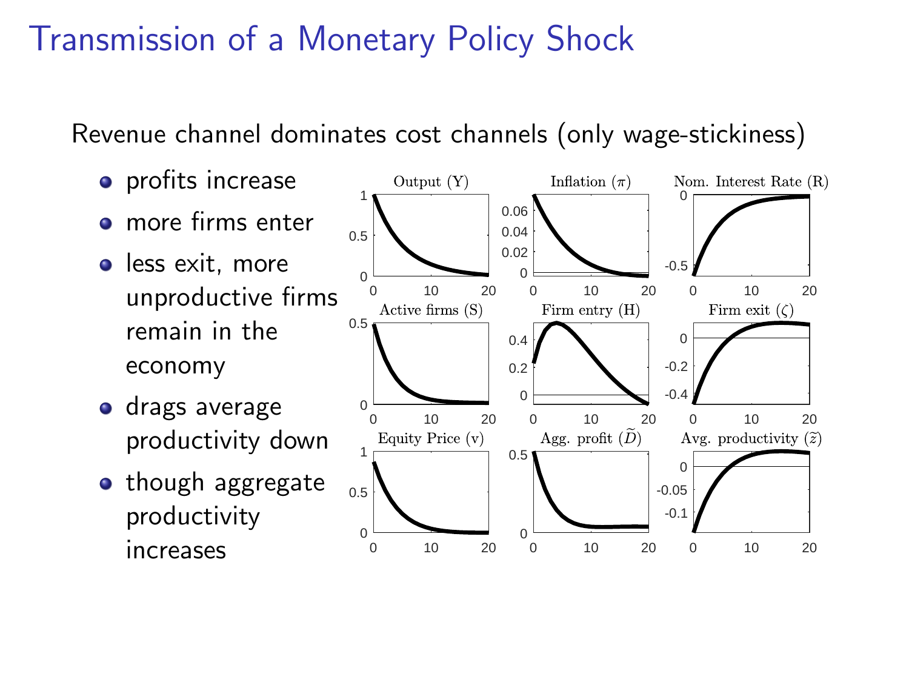# Transmission of a Monetary Policy Shock

Revenue channel dominates cost channels (only wage-stickiness)

- profits increase
- more firms enter
- less exit, more unproductive firms remain in the economy
- drags average productivity down
- though aggregate productivity increases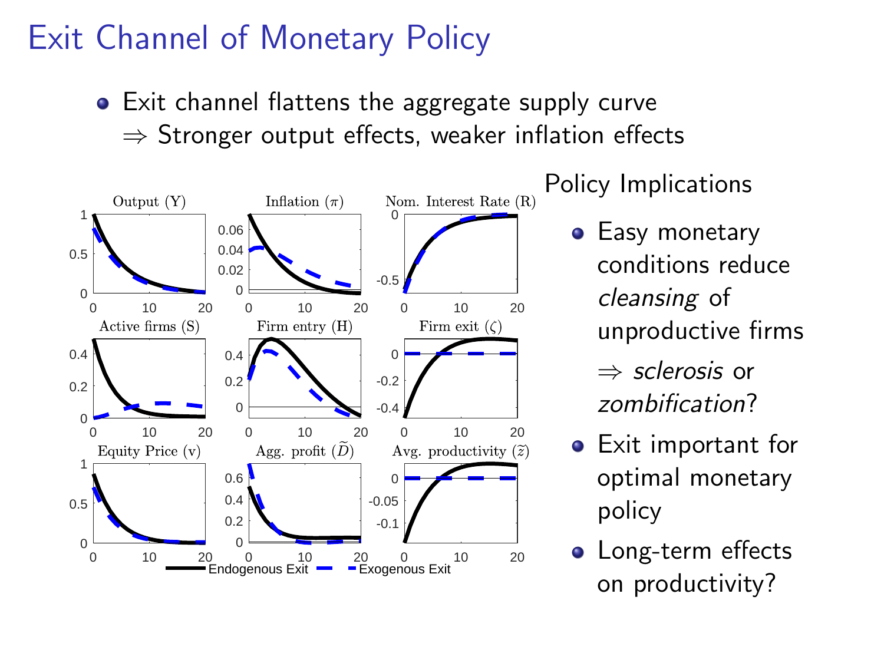# Exit Channel of Monetary Policy

- Exit channel flattens the aggregate supply curve
  $\Rightarrow$ Stronger output effects, weaker inflation effects

Output (Y)

1
0.5
0
0 10 20

Inflation ($\pi$)

0.06
0.04
0.02
0
0 10 20

Nom. Interest Rate (R)

0
-0.5
0 10 20

Active firms (S)

0.4
0.2
0
0 10 20

Firm entry (H)

0.4
0.2
0
0 10 20

Firm exit ($\zeta$)

0
-0.2
-0.4
0 10 20

Equity Price (v)

1
0.5
0
0 10 20

Agg. profit ($\widetilde{D}$)

0.6
0.4
0.2
0
0 10 20

Avg. productivity ($\widetilde{z}$)

0
-0.05
-0.1
0 10 20

Endogenous Exit — Exogenous Exit

Policy Implications

- Easy monetary conditions reduce *cleansing* of unproductive firms
  $\Rightarrow$ *sclerosis* or *zombification*?
- Exit important for optimal monetary policy
- Long-term effects on productivity?